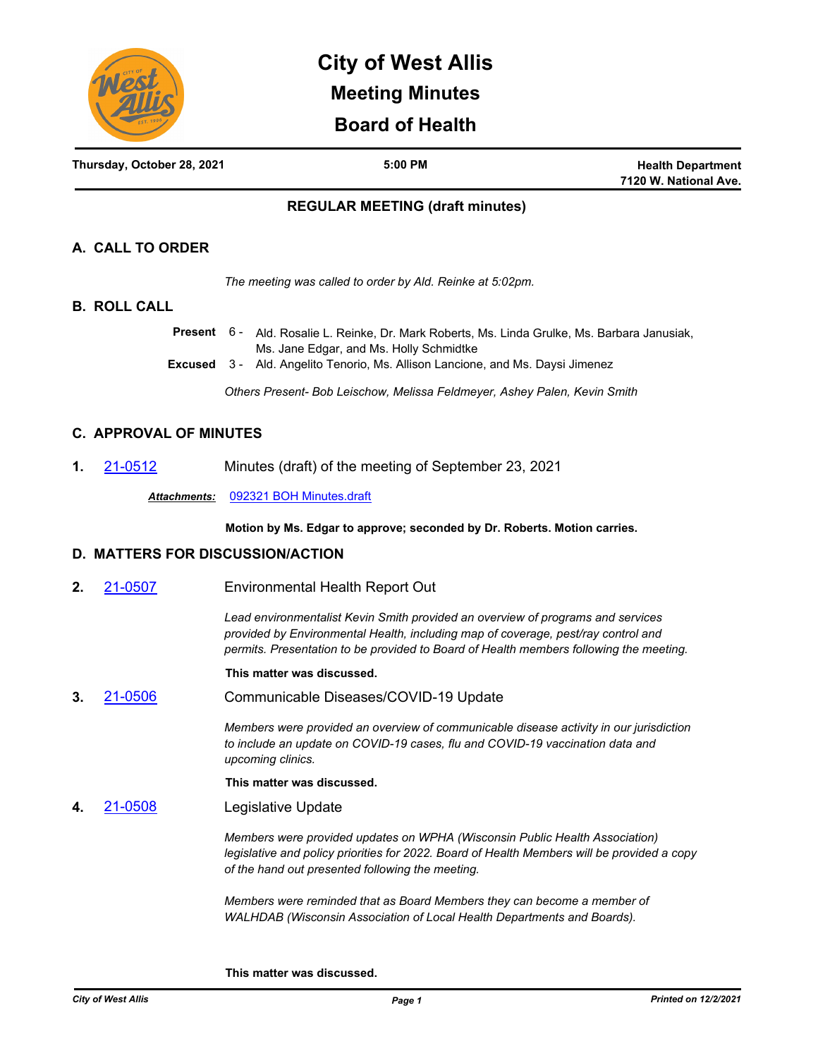# City of West Allis

## Meeting Minutes

## Board of Health

**Thursday, October 28, 2021** | **5:00 PM** | **Health Department 7120 W. National Ave.**

### REGULAR MEETING (draft minutes)

## A. CALL TO ORDER

*The meeting was called to order by Ald. Reinke at 5:02pm.*

## B. ROLL CALL

**Present** 6 - Ald. Rosalie L. Reinke, Dr. Mark Roberts, Ms. Linda Grulke, Ms. Barbara Janusiak, Ms. Jane Edgar, and Ms. Holly Schmidtke

**Excused** 3 - Ald. Angelito Tenorio, Ms. Allison Lancione, and Ms. Daysi Jimenez

*Others Present- Bob Leischow, Melissa Feldmeyer, Ashey Palen, Kevin Smith*

## C. APPROVAL OF MINUTES

**1.** 21-0512 Minutes (draft) of the meeting of September 23, 2021

***Attachments:*** 092321 BOH Minutes.draft

**Motion by Ms. Edgar to approve; seconded by Dr. Roberts. Motion carries.**

## D. MATTERS FOR DISCUSSION/ACTION

**2.** 21-0507 Environmental Health Report Out

*Lead environmentalist Kevin Smith provided an overview of programs and services provided by Environmental Health, including map of coverage, pest/ray control and permits. Presentation to be provided to Board of Health members following the meeting.*

**This matter was discussed.**

**3.** 21-0506 Communicable Diseases/COVID-19 Update

*Members were provided an overview of communicable disease activity in our jurisdiction to include an update on COVID-19 cases, flu and COVID-19 vaccination data and upcoming clinics.*

**This matter was discussed.**

**4.** 21-0508 Legislative Update

*Members were provided updates on WPHA (Wisconsin Public Health Association) legislative and policy priorities for 2022. Board of Health Members will be provided a copy of the hand out presented following the meeting.*

*Members were reminded that as Board Members they can become a member of WALHDAB (Wisconsin Association of Local Health Departments and Boards).*

**This matter was discussed.**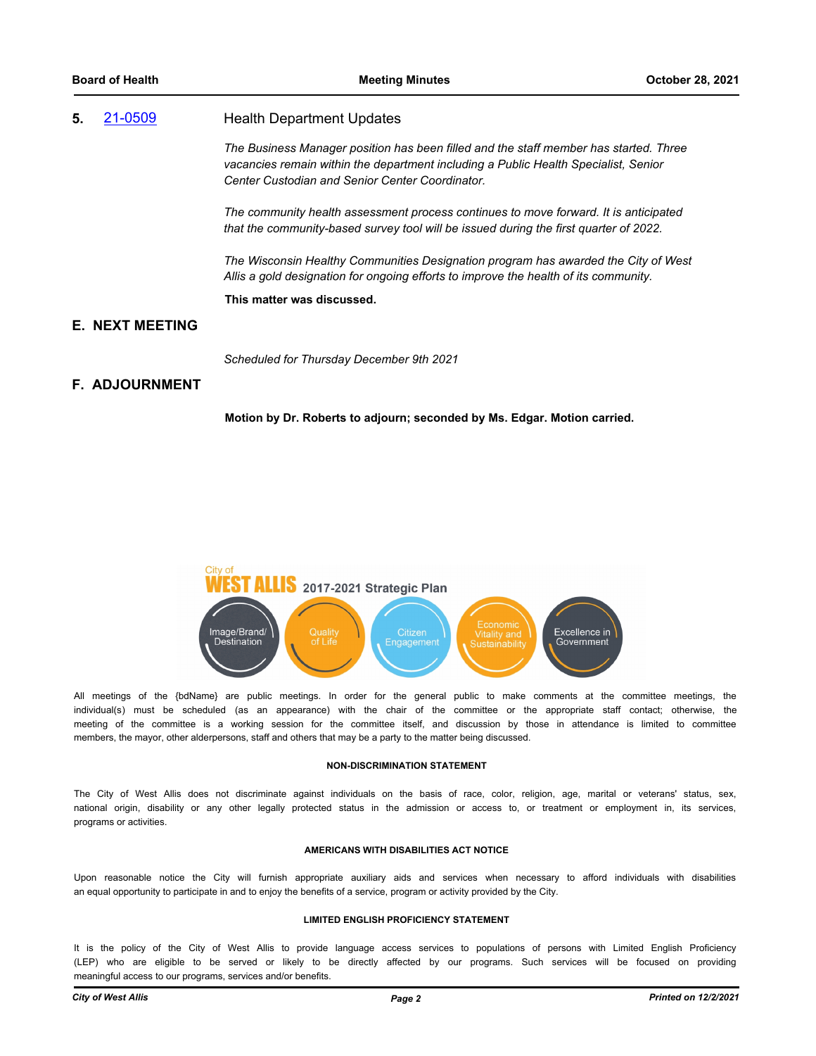**5.** 21-0509 Health Department Updates

*The Business Manager position has been filled and the staff member has started. Three vacancies remain within the department including a Public Health Specialist, Senior Center Custodian and Senior Center Coordinator.*

*The community health assessment process continues to move forward. It is anticipated that the community-based survey tool will be issued during the first quarter of 2022.*

*The Wisconsin Healthy Communities Designation program has awarded the City of West Allis a gold designation for ongoing efforts to improve the health of its community.*

**This matter was discussed.**

## E. NEXT MEETING

*Scheduled for Thursday December 9th 2021*

## F. ADJOURNMENT

**Motion by Dr. Roberts to adjourn; seconded by Ms. Edgar. Motion carried.**

City of
WEST ALLIS 2017-2021 Strategic Plan

Image/Brand/ Destination

Quality of Life

Citizen Engagement

Economic Vitality and Sustainability

Excellence in Government

All meetings of the {bdName} are public meetings. In order for the general public to make comments at the committee meetings, the individual(s) must be scheduled (as an appearance) with the chair of the committee or the appropriate staff contact; otherwise, the meeting of the committee is a working session for the committee itself, and discussion by those in attendance is limited to committee members, the mayor, other alderpersons, staff and others that may be a party to the matter being discussed.

**NON-DISCRIMINATION STATEMENT**

The City of West Allis does not discriminate against individuals on the basis of race, color, religion, age, marital or veterans' status, sex, national origin, disability or any other legally protected status in the admission or access to, or treatment or employment in, its services, programs or activities.

**AMERICANS WITH DISABILITIES ACT NOTICE**

Upon reasonable notice the City will furnish appropriate auxiliary aids and services when necessary to afford individuals with disabilities an equal opportunity to participate in and to enjoy the benefits of a service, program or activity provided by the City.

**LIMITED ENGLISH PROFICIENCY STATEMENT**

It is the policy of the City of West Allis to provide language access services to populations of persons with Limited English Proficiency (LEP) who are eligible to be served or likely to be directly affected by our programs. Such services will be focused on providing meaningful access to our programs, services and/or benefits.